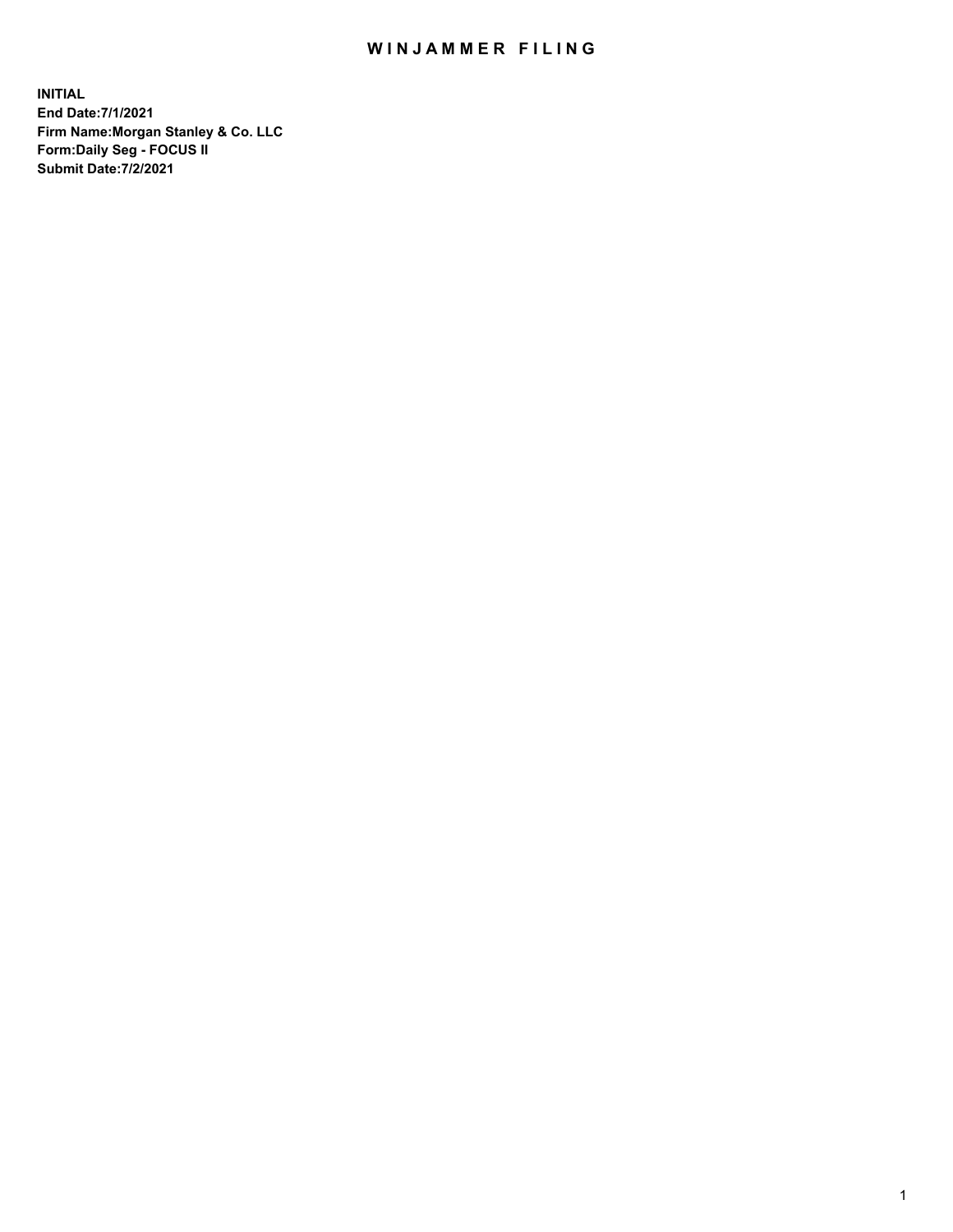# WINJAMMER FILING

**INITIAL**
**End Date:7/1/2021**
**Firm Name:Morgan Stanley & Co. LLC**
**Form:Daily Seg - FOCUS II**
**Submit Date:7/2/2021**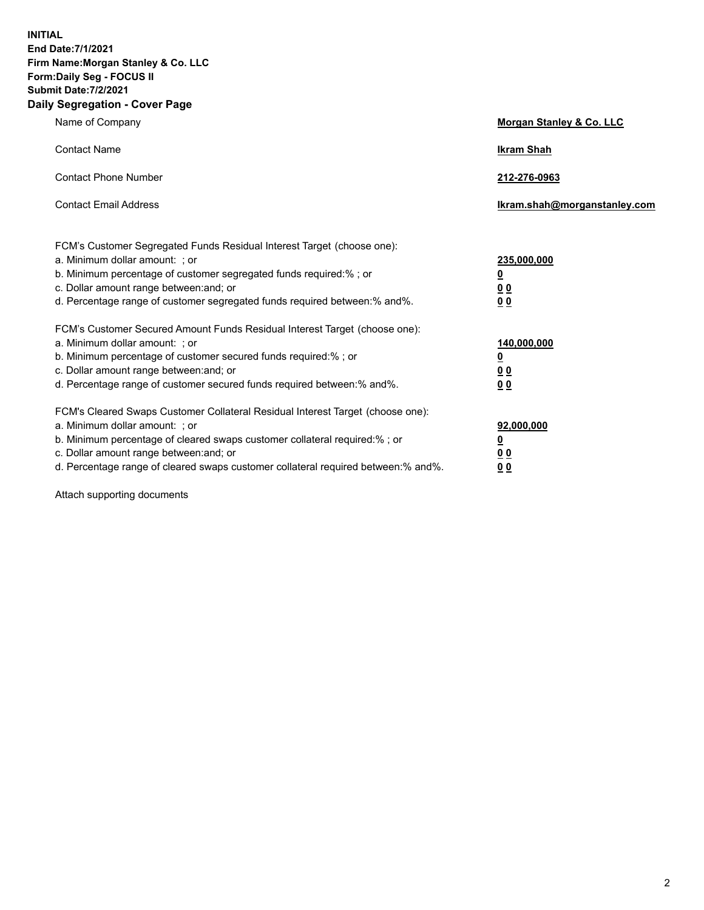**INITIAL**
**End Date:7/1/2021**
**Firm Name:Morgan Stanley & Co. LLC**
**Form:Daily Seg - FOCUS II**
**Submit Date:7/2/2021**
**Daily Segregation - Cover Page**

| | |
|---|---|
| Name of Company | **Morgan Stanley & Co. LLC** |
| Contact Name | **Ikram Shah** |
| Contact Phone Number | **212-276-0963** |
| Contact Email Address | **Ikram.shah@morganstanley.com** |

FCM's Customer Segregated Funds Residual Interest Target (choose one):

| | |
|---|---|
| a. Minimum dollar amount: ; or | **235,000,000** |
| b. Minimum percentage of customer segregated funds required:% ; or | **0** |
| c. Dollar amount range between:and; or | **0 0** |
| d. Percentage range of customer segregated funds required between:% and%. | **0 0** |

FCM's Customer Secured Amount Funds Residual Interest Target (choose one):

| | |
|---|---|
| a. Minimum dollar amount: ; or | **140,000,000** |
| b. Minimum percentage of customer secured funds required:% ; or | **0** |
| c. Dollar amount range between:and; or | **0 0** |
| d. Percentage range of customer secured funds required between:% and%. | **0 0** |

FCM's Cleared Swaps Customer Collateral Residual Interest Target (choose one):

| | |
|---|---|
| a. Minimum dollar amount: ; or | **92,000,000** |
| b. Minimum percentage of cleared swaps customer collateral required:% ; or | **0** |
| c. Dollar amount range between:and; or | **0 0** |
| d. Percentage range of cleared swaps customer collateral required between:% and%. | **0 0** |

Attach supporting documents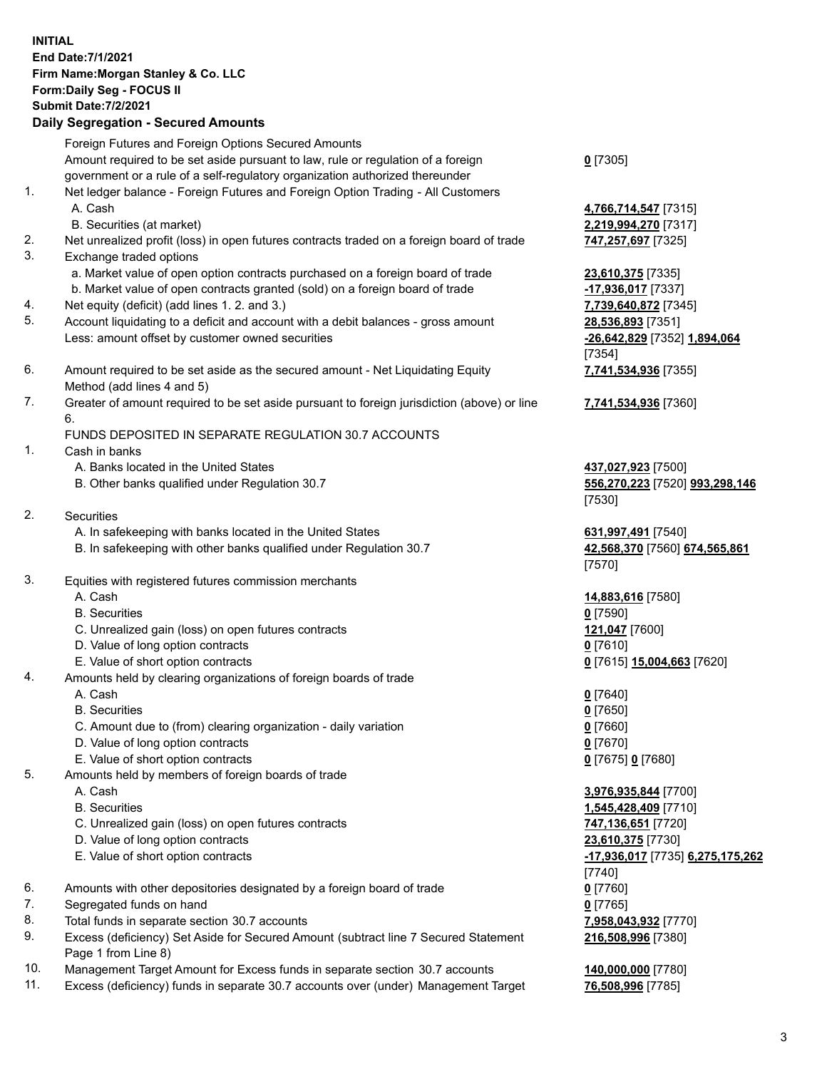**INITIAL**
**End Date:7/1/2021**
**Firm Name:Morgan Stanley & Co. LLC**
**Form:Daily Seg - FOCUS II**
**Submit Date:7/2/2021**

### Daily Segregation - Secured Amounts

| | | |
|---|---|---|
| | Foreign Futures and Foreign Options Secured Amounts | |
| | Amount required to be set aside pursuant to law, rule or regulation of a foreign government or a rule of a self-regulatory organization authorized thereunder | **0** [7305] |
| 1. | Net ledger balance - Foreign Futures and Foreign Option Trading - All Customers | |
| | A. Cash | **4,766,714,547** [7315] |
| | B. Securities (at market) | **2,219,994,270** [7317] |
| 2. | Net unrealized profit (loss) in open futures contracts traded on a foreign board of trade | **747,257,697** [7325] |
| 3. | Exchange traded options | |
| | a. Market value of open option contracts purchased on a foreign board of trade | **23,610,375** [7335] |
| | b. Market value of open contracts granted (sold) on a foreign board of trade | **-17,936,017** [7337] |
| 4. | Net equity (deficit) (add lines 1. 2. and 3.) | **7,739,640,872** [7345] |
| 5. | Account liquidating to a deficit and account with a debit balances - gross amount | **28,536,893** [7351] |
| | Less: amount offset by customer owned securities | **-26,642,829** [7352] **1,894,064** [7354] |
| 6. | Amount required to be set aside as the secured amount - Net Liquidating Equity Method (add lines 4 and 5) | **7,741,534,936** [7355] |
| 7. | Greater of amount required to be set aside pursuant to foreign jurisdiction (above) or line 6. | **7,741,534,936** [7360] |
| | FUNDS DEPOSITED IN SEPARATE REGULATION 30.7 ACCOUNTS | |
| 1. | Cash in banks | |
| | A. Banks located in the United States | **437,027,923** [7500] |
| | B. Other banks qualified under Regulation 30.7 | **556,270,223** [7520] **993,298,146** [7530] |
| 2. | Securities | |
| | A. In safekeeping with banks located in the United States | **631,997,491** [7540] |
| | B. In safekeeping with other banks qualified under Regulation 30.7 | **42,568,370** [7560] **674,565,861** [7570] |
| 3. | Equities with registered futures commission merchants | |
| | A. Cash | **14,883,616** [7580] |
| | B. Securities | **0** [7590] |
| | C. Unrealized gain (loss) on open futures contracts | **121,047** [7600] |
| | D. Value of long option contracts | **0** [7610] |
| | E. Value of short option contracts | **0** [7615] **15,004,663** [7620] |
| 4. | Amounts held by clearing organizations of foreign boards of trade | |
| | A. Cash | **0** [7640] |
| | B. Securities | **0** [7650] |
| | C. Amount due to (from) clearing organization - daily variation | **0** [7660] |
| | D. Value of long option contracts | **0** [7670] |
| | E. Value of short option contracts | **0** [7675] **0** [7680] |
| 5. | Amounts held by members of foreign boards of trade | |
| | A. Cash | **3,976,935,844** [7700] |
| | B. Securities | **1,545,428,409** [7710] |
| | C. Unrealized gain (loss) on open futures contracts | **747,136,651** [7720] |
| | D. Value of long option contracts | **23,610,375** [7730] |
| | E. Value of short option contracts | **-17,936,017** [7735] **6,275,175,262** [7740] |
| 6. | Amounts with other depositories designated by a foreign board of trade | **0** [7760] |
| 7. | Segregated funds on hand | **0** [7765] |
| 8. | Total funds in separate section 30.7 accounts | **7,958,043,932** [7770] |
| 9. | Excess (deficiency) Set Aside for Secured Amount (subtract line 7 Secured Statement Page 1 from Line 8) | **216,508,996** [7380] |
| 10. | Management Target Amount for Excess funds in separate section 30.7 accounts | **140,000,000** [7780] |
| 11. | Excess (deficiency) funds in separate 30.7 accounts over (under) Management Target | **76,508,996** [7785] |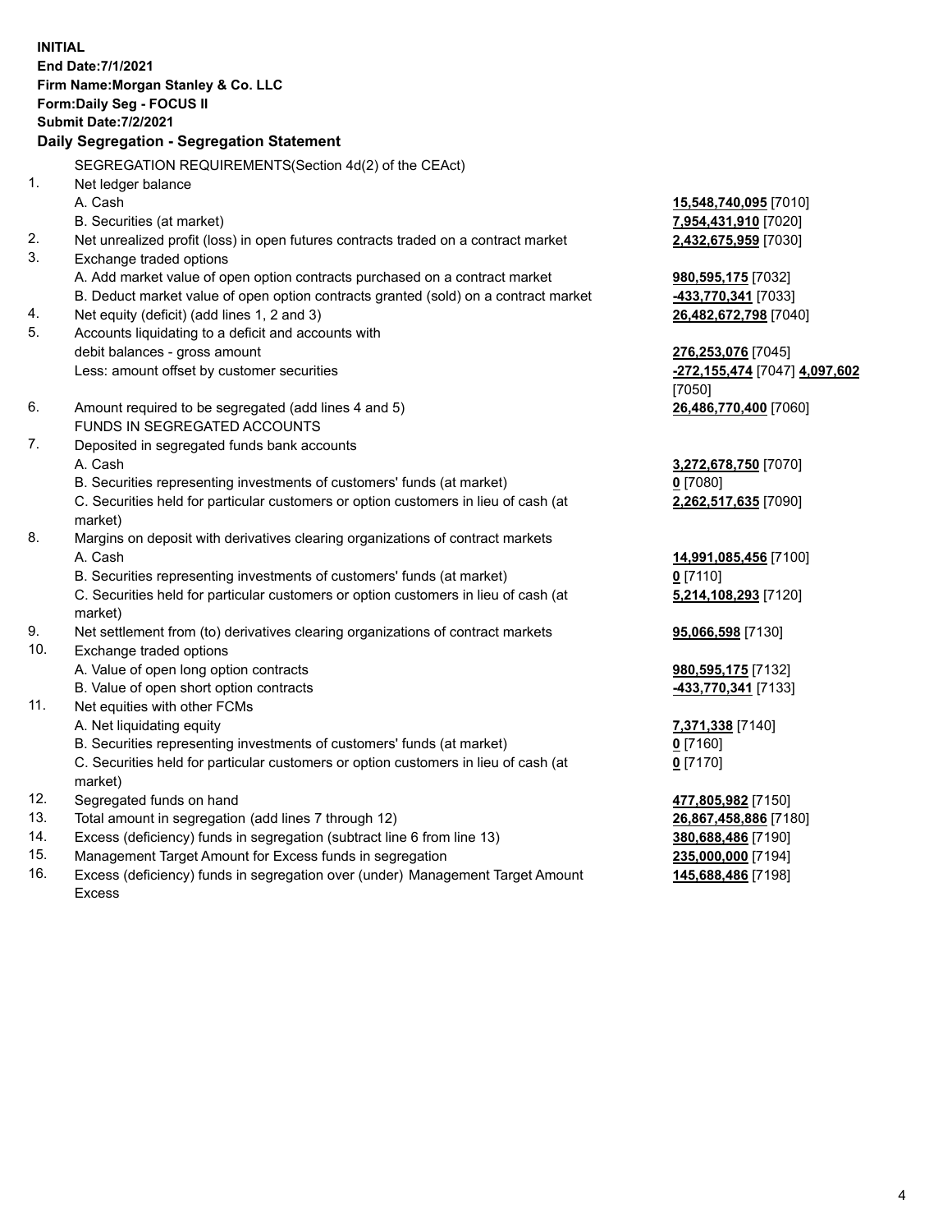**INITIAL**
**End Date:7/1/2021**
**Firm Name:Morgan Stanley & Co. LLC**
**Form:Daily Seg - FOCUS II**
**Submit Date:7/2/2021**

**Daily Segregation - Segregation Statement**

SEGREGATION REQUIREMENTS(Section 4d(2) of the CEAct)

| | | |
|---|---|---|
| 1. | Net ledger balance | |
| | A. Cash | **15,548,740,095** [7010] |
| | B. Securities (at market) | **7,954,431,910** [7020] |
| 2. | Net unrealized profit (loss) in open futures contracts traded on a contract market | **2,432,675,959** [7030] |
| 3. | Exchange traded options | |
| | A. Add market value of open option contracts purchased on a contract market | **980,595,175** [7032] |
| | B. Deduct market value of open option contracts granted (sold) on a contract market | **-433,770,341** [7033] |
| 4. | Net equity (deficit) (add lines 1, 2 and 3) | **26,482,672,798** [7040] |
| 5. | Accounts liquidating to a deficit and accounts with debit balances - gross amount | **276,253,076** [7045] |
| | Less: amount offset by customer securities | **-272,155,474** [7047] **4,097,602** [7050] |
| 6. | Amount required to be segregated (add lines 4 and 5) | **26,486,770,400** [7060] |
| | FUNDS IN SEGREGATED ACCOUNTS | |
| 7. | Deposited in segregated funds bank accounts | |
| | A. Cash | **3,272,678,750** [7070] |
| | B. Securities representing investments of customers' funds (at market) | **0** [7080] |
| | C. Securities held for particular customers or option customers in lieu of cash (at market) | **2,262,517,635** [7090] |
| 8. | Margins on deposit with derivatives clearing organizations of contract markets | |
| | A. Cash | **14,991,085,456** [7100] |
| | B. Securities representing investments of customers' funds (at market) | **0** [7110] |
| | C. Securities held for particular customers or option customers in lieu of cash (at market) | **5,214,108,293** [7120] |
| 9. | Net settlement from (to) derivatives clearing organizations of contract markets | **95,066,598** [7130] |
| 10. | Exchange traded options | |
| | A. Value of open long option contracts | **980,595,175** [7132] |
| | B. Value of open short option contracts | **-433,770,341** [7133] |
| 11. | Net equities with other FCMs | |
| | A. Net liquidating equity | **7,371,338** [7140] |
| | B. Securities representing investments of customers' funds (at market) | **0** [7160] |
| | C. Securities held for particular customers or option customers in lieu of cash (at market) | **0** [7170] |
| 12. | Segregated funds on hand | **477,805,982** [7150] |
| 13. | Total amount in segregation (add lines 7 through 12) | **26,867,458,886** [7180] |
| 14. | Excess (deficiency) funds in segregation (subtract line 6 from line 13) | **380,688,486** [7190] |
| 15. | Management Target Amount for Excess funds in segregation | **235,000,000** [7194] |
| 16. | Excess (deficiency) funds in segregation over (under) Management Target Amount Excess | **145,688,486** [7198] |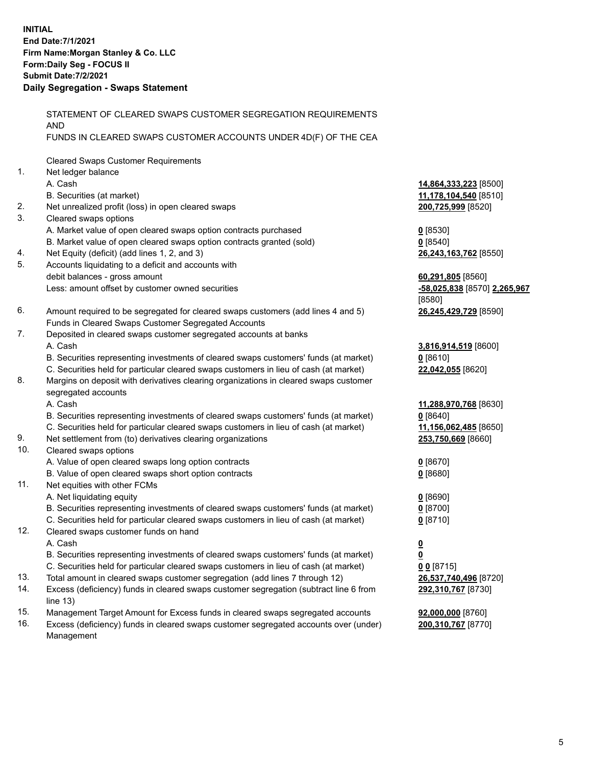**INITIAL**
**End Date:7/1/2021**
**Firm Name:Morgan Stanley & Co. LLC**
**Form:Daily Seg - FOCUS II**
**Submit Date:7/2/2021**
**Daily Segregation - Swaps Statement**

STATEMENT OF CLEARED SWAPS CUSTOMER SEGREGATION REQUIREMENTS AND FUNDS IN CLEARED SWAPS CUSTOMER ACCOUNTS UNDER 4D(F) OF THE CEA

| | | |
|---|---|---|
| | Cleared Swaps Customer Requirements | |
| 1. | Net ledger balance | |
| | A. Cash | **14,864,333,223** [8500] |
| | B. Securities (at market) | **11,178,104,540** [8510] |
| 2. | Net unrealized profit (loss) in open cleared swaps | **200,725,999** [8520] |
| 3. | Cleared swaps options | |
| | A. Market value of open cleared swaps option contracts purchased | **0** [8530] |
| | B. Market value of open cleared swaps option contracts granted (sold) | **0** [8540] |
| 4. | Net Equity (deficit) (add lines 1, 2, and 3) | **26,243,163,762** [8550] |
| 5. | Accounts liquidating to a deficit and accounts with debit balances - gross amount | **60,291,805** [8560] |
| | Less: amount offset by customer owned securities | **-58,025,838** [8570] **2,265,967** [8580] |
| 6. | Amount required to be segregated for cleared swaps customers (add lines 4 and 5) | **26,245,429,729** [8590] |
| | Funds in Cleared Swaps Customer Segregated Accounts | |
| 7. | Deposited in cleared swaps customer segregated accounts at banks | |
| | A. Cash | **3,816,914,519** [8600] |
| | B. Securities representing investments of cleared swaps customers' funds (at market) | **0** [8610] |
| | C. Securities held for particular cleared swaps customers in lieu of cash (at market) | **22,042,055** [8620] |
| 8. | Margins on deposit with derivatives clearing organizations in cleared swaps customer segregated accounts | |
| | A. Cash | **11,288,970,768** [8630] |
| | B. Securities representing investments of cleared swaps customers' funds (at market) | **0** [8640] |
| | C. Securities held for particular cleared swaps customers in lieu of cash (at market) | **11,156,062,485** [8650] |
| 9. | Net settlement from (to) derivatives clearing organizations | **253,750,669** [8660] |
| 10. | Cleared swaps options | |
| | A. Value of open cleared swaps long option contracts | **0** [8670] |
| | B. Value of open cleared swaps short option contracts | **0** [8680] |
| 11. | Net equities with other FCMs | |
| | A. Net liquidating equity | **0** [8690] |
| | B. Securities representing investments of cleared swaps customers' funds (at market) | **0** [8700] |
| | C. Securities held for particular cleared swaps customers in lieu of cash (at market) | **0** [8710] |
| 12. | Cleared swaps customer funds on hand | |
| | A. Cash | **0** |
| | B. Securities representing investments of cleared swaps customers' funds (at market) | **0** |
| | C. Securities held for particular cleared swaps customers in lieu of cash (at market) | **0** **0** [8715] |
| 13. | Total amount in cleared swaps customer segregation (add lines 7 through 12) | **26,537,740,496** [8720] |
| 14. | Excess (deficiency) funds in cleared swaps customer segregation (subtract line 6 from line 13) | **292,310,767** [8730] |
| 15. | Management Target Amount for Excess funds in cleared swaps segregated accounts | **92,000,000** [8760] |
| 16. | Excess (deficiency) funds in cleared swaps customer segregated accounts over (under) Management | **200,310,767** [8770] |